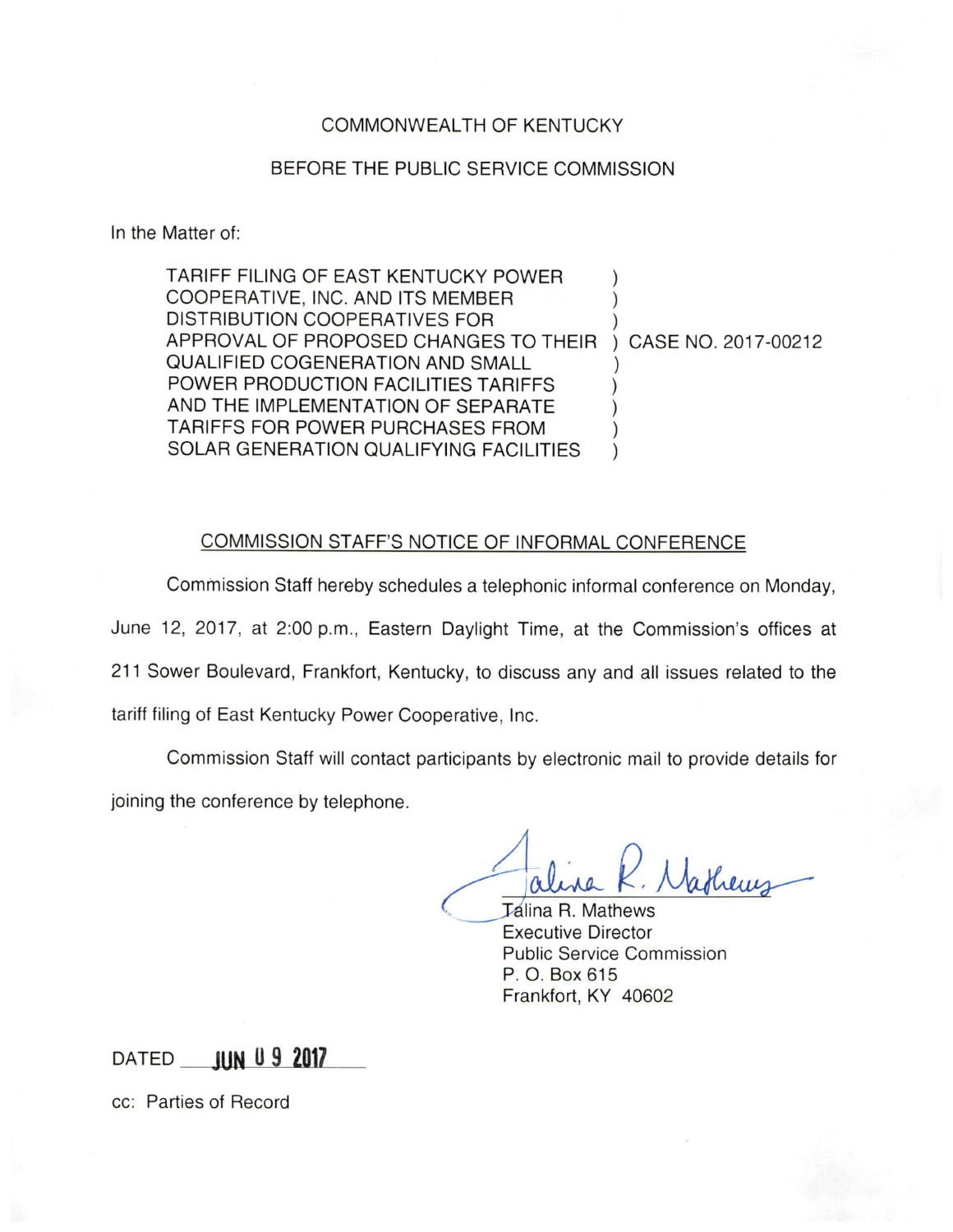COMMONWEALTH OF KENTUCKY

BEFORE THE PUBLIC SERVICE COMMISSION

In the Matter of:

| | | |
|---|---|---|
| TARIFF FILING OF EAST KENTUCKY POWER COOPERATIVE, INC. AND ITS MEMBER DISTRIBUTION COOPERATIVES FOR APPROVAL OF PROPOSED CHANGES TO THEIR QUALIFIED COGENERATION AND SMALL POWER PRODUCTION FACILITIES TARIFFS AND THE IMPLEMENTATION OF SEPARATE TARIFFS FOR POWER PURCHASES FROM SOLAR GENERATION QUALIFYING FACILITIES | ) | CASE NO. 2017-00212 |

## COMMISSION STAFF'S NOTICE OF INFORMAL CONFERENCE

Commission Staff hereby schedules a telephonic informal conference on Monday, June 12, 2017, at 2:00 p.m., Eastern Daylight Time, at the Commission's offices at 211 Sower Boulevard, Frankfort, Kentucky, to discuss any and all issues related to the tariff filing of East Kentucky Power Cooperative, Inc.

Commission Staff will contact participants by electronic mail to provide details for joining the conference by telephone.

Talina R. Mathews  
Executive Director  
Public Service Commission  
P. O. Box 615  
Frankfort, KY 40602

DATED JUN 09 2017

cc: Parties of Record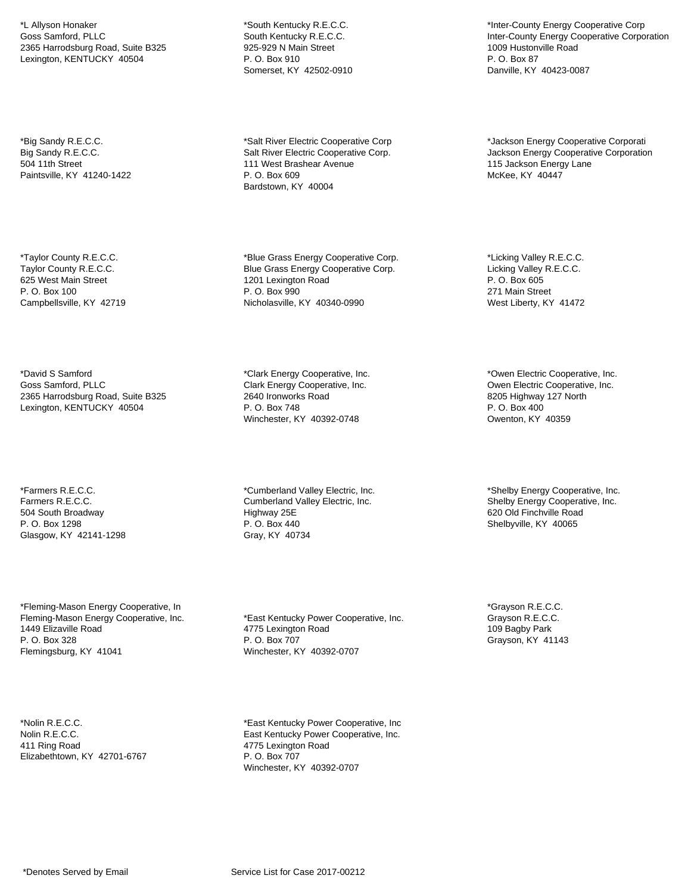*L Allyson Honaker
Goss Samford, PLLC
2365 Harrodsburg Road, Suite B325
Lexington, KENTUCKY 40504

*South Kentucky R.E.C.C.
South Kentucky R.E.C.C.
925-929 N Main Street
P. O. Box 910
Somerset, KY 42502-0910

*Inter-County Energy Cooperative Corp
Inter-County Energy Cooperative Corporation
1009 Hustonville Road
P. O. Box 87
Danville, KY 40423-0087

*Big Sandy R.E.C.C.
Big Sandy R.E.C.C.
504 11th Street
Paintsville, KY 41240-1422

*Salt River Electric Cooperative Corp
Salt River Electric Cooperative Corp.
111 West Brashear Avenue
P. O. Box 609
Bardstown, KY 40004

*Jackson Energy Cooperative Corporati
Jackson Energy Cooperative Corporation
115 Jackson Energy Lane
McKee, KY 40447

*Taylor County R.E.C.C.
Taylor County R.E.C.C.
625 West Main Street
P. O. Box 100
Campbellsville, KY 42719

*Blue Grass Energy Cooperative Corp.
Blue Grass Energy Cooperative Corp.
1201 Lexington Road
P. O. Box 990
Nicholasville, KY 40340-0990

*Licking Valley R.E.C.C.
Licking Valley R.E.C.C.
P. O. Box 605
271 Main Street
West Liberty, KY 41472

*David S Samford
Goss Samford, PLLC
2365 Harrodsburg Road, Suite B325
Lexington, KENTUCKY 40504

*Clark Energy Cooperative, Inc.
Clark Energy Cooperative, Inc.
2640 Ironworks Road
P. O. Box 748
Winchester, KY 40392-0748

*Owen Electric Cooperative, Inc.
Owen Electric Cooperative, Inc.
8205 Highway 127 North
P. O. Box 400
Owenton, KY 40359

*Farmers R.E.C.C.
Farmers R.E.C.C.
504 South Broadway
P. O. Box 1298
Glasgow, KY 42141-1298

*Cumberland Valley Electric, Inc.
Cumberland Valley Electric, Inc.
Highway 25E
P. O. Box 440
Gray, KY 40734

*Shelby Energy Cooperative, Inc.
Shelby Energy Cooperative, Inc.
620 Old Finchville Road
Shelbyville, KY 40065

*Fleming-Mason Energy Cooperative, In
Fleming-Mason Energy Cooperative, Inc.
1449 Elizaville Road
P. O. Box 328
Flemingsburg, KY 41041

*East Kentucky Power Cooperative, Inc.
4775 Lexington Road
P. O. Box 707
Winchester, KY 40392-0707

*Grayson R.E.C.C.
Grayson R.E.C.C.
109 Bagby Park
Grayson, KY 41143

*Nolin R.E.C.C.
Nolin R.E.C.C.
411 Ring Road
Elizabethtown, KY 42701-6767

*East Kentucky Power Cooperative, Inc
East Kentucky Power Cooperative, Inc.
4775 Lexington Road
P. O. Box 707
Winchester, KY 40392-0707

*Denotes Served by Email

Service List for Case 2017-00212